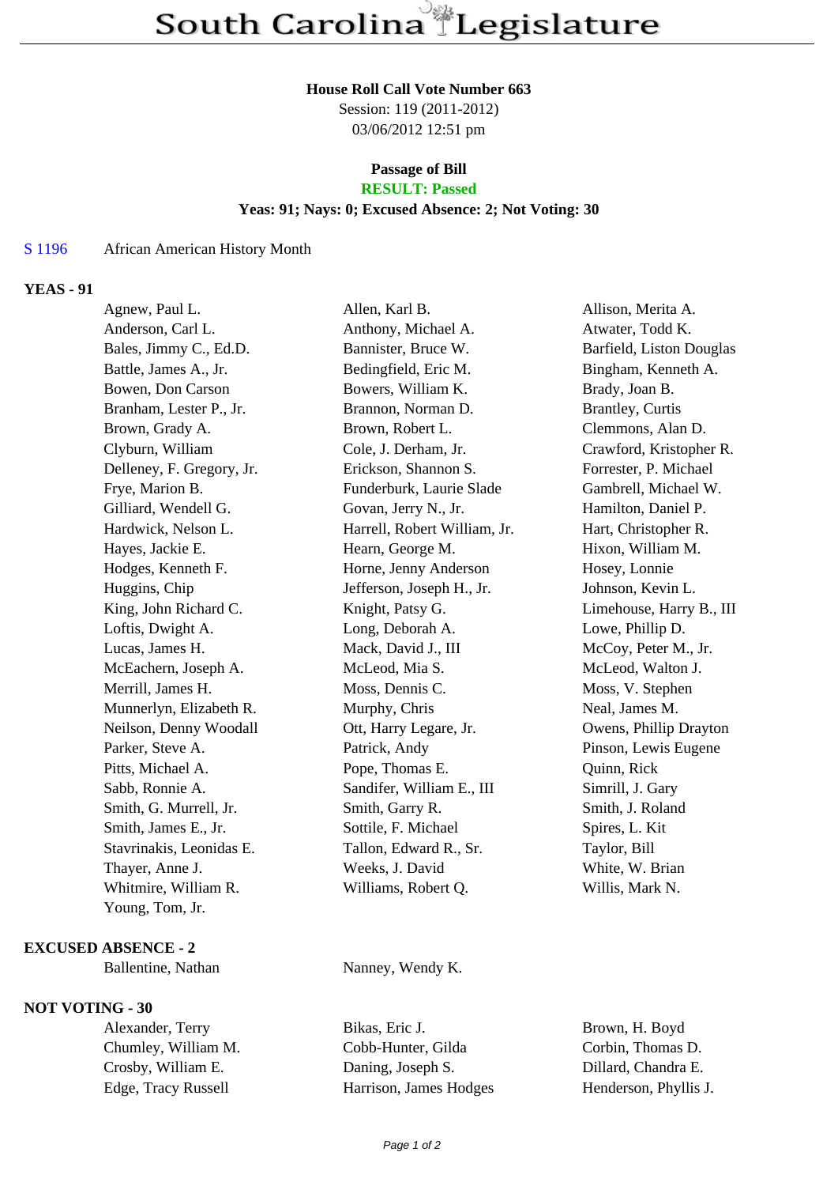# South Carolina Legislature

**House Roll Call Vote Number 663**
Session: 119 (2011-2012)
03/06/2012 12:51 pm

**Passage of Bill**
**RESULT: Passed**
**Yeas: 91; Nays: 0; Excused Absence: 2; Not Voting: 30**

S 1196 African American History Month

**YEAS - 91**

| | | |
|---|---|---|
| Agnew, Paul L. | Allen, Karl B. | Allison, Merita A. |
| Anderson, Carl L. | Anthony, Michael A. | Atwater, Todd K. |
| Bales, Jimmy C., Ed.D. | Bannister, Bruce W. | Barfield, Liston Douglas |
| Battle, James A., Jr. | Bedingfield, Eric M. | Bingham, Kenneth A. |
| Bowen, Don Carson | Bowers, William K. | Brady, Joan B. |
| Branham, Lester P., Jr. | Brannon, Norman D. | Brantley, Curtis |
| Brown, Grady A. | Brown, Robert L. | Clemmons, Alan D. |
| Clyburn, William | Cole, J. Derham, Jr. | Crawford, Kristopher R. |
| Delleney, F. Gregory, Jr. | Erickson, Shannon S. | Forrester, P. Michael |
| Frye, Marion B. | Funderburk, Laurie Slade | Gambrell, Michael W. |
| Gilliard, Wendell G. | Govan, Jerry N., Jr. | Hamilton, Daniel P. |
| Hardwick, Nelson L. | Harrell, Robert William, Jr. | Hart, Christopher R. |
| Hayes, Jackie E. | Hearn, George M. | Hixon, William M. |
| Hodges, Kenneth F. | Horne, Jenny Anderson | Hosey, Lonnie |
| Huggins, Chip | Jefferson, Joseph H., Jr. | Johnson, Kevin L. |
| King, John Richard C. | Knight, Patsy G. | Limehouse, Harry B., III |
| Loftis, Dwight A. | Long, Deborah A. | Lowe, Phillip D. |
| Lucas, James H. | Mack, David J., III | McCoy, Peter M., Jr. |
| McEachern, Joseph A. | McLeod, Mia S. | McLeod, Walton J. |
| Merrill, James H. | Moss, Dennis C. | Moss, V. Stephen |
| Munnerlyn, Elizabeth R. | Murphy, Chris | Neal, James M. |
| Neilson, Denny Woodall | Ott, Harry Legare, Jr. | Owens, Phillip Drayton |
| Parker, Steve A. | Patrick, Andy | Pinson, Lewis Eugene |
| Pitts, Michael A. | Pope, Thomas E. | Quinn, Rick |
| Sabb, Ronnie A. | Sandifer, William E., III | Simrill, J. Gary |
| Smith, G. Murrell, Jr. | Smith, Garry R. | Smith, J. Roland |
| Smith, James E., Jr. | Sottile, F. Michael | Spires, L. Kit |
| Stavrinakis, Leonidas E. | Tallon, Edward R., Sr. | Taylor, Bill |
| Thayer, Anne J. | Weeks, J. David | White, W. Brian |
| Whitmire, William R. | Williams, Robert Q. | Willis, Mark N. |
| Young, Tom, Jr. | | |

**EXCUSED ABSENCE - 2**

| | |
|---|---|
| Ballentine, Nathan | Nanney, Wendy K. |

**NOT VOTING - 30**

| | | |
|---|---|---|
| Alexander, Terry | Bikas, Eric J. | Brown, H. Boyd |
| Chumley, William M. | Cobb-Hunter, Gilda | Corbin, Thomas D. |
| Crosby, William E. | Daning, Joseph S. | Dillard, Chandra E. |
| Edge, Tracy Russell | Harrison, James Hodges | Henderson, Phyllis J. |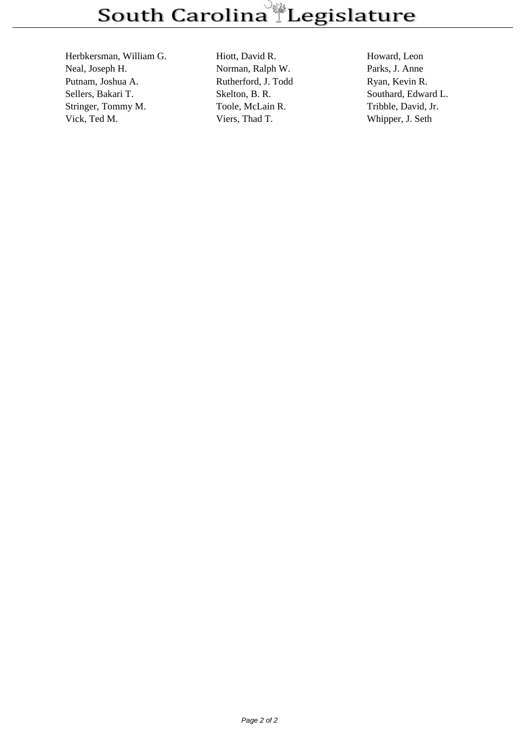Herbkersman, William G.
Hiott, David R.
Howard, Leon
Neal, Joseph H.
Norman, Ralph W.
Parks, J. Anne
Putnam, Joshua A.
Rutherford, J. Todd
Ryan, Kevin R.
Sellers, Bakari T.
Skelton, B. R.
Southard, Edward L.
Stringer, Tommy M.
Toole, McLain R.
Tribble, David, Jr.
Vick, Ted M.
Viers, Thad T.
Whipper, J. Seth